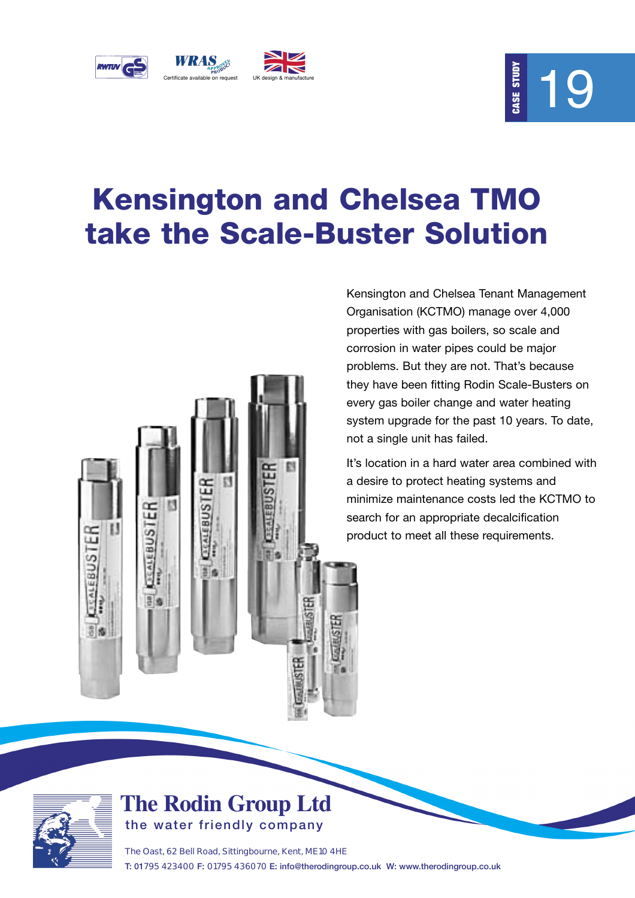Certificate available on request

UK design & manufacture

CASE STUDY 19

# Kensington and Chelsea TMO take the Scale-Buster Solution

Kensington and Chelsea Tenant Management Organisation (KCTMO) manage over 4,000 properties with gas boilers, so scale and corrosion in water pipes could be major problems. But they are not. That's because they have been fitting Rodin Scale-Busters on every gas boiler change and water heating system upgrade for the past 10 years. To date, not a single unit has failed.

It's location in a hard water area combined with a desire to protect heating systems and minimize maintenance costs led the KCTMO to search for an appropriate decalcification product to meet all these requirements.

**The Rodin Group Ltd**
the water friendly company

The Oast, 62 Bell Road, Sittingbourne, Kent, ME10 4HE
T: 01795 423400 F: 01795 436070 E: info@therodingroup.co.uk W: www.therodingroup.co.uk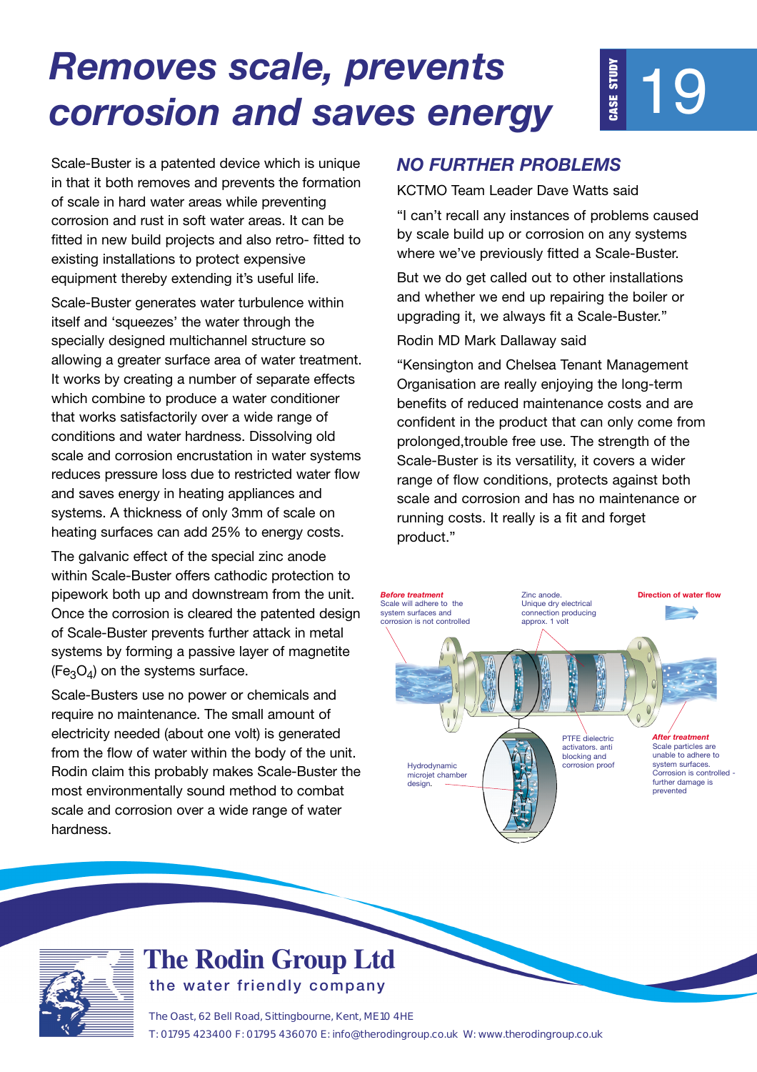# Removes scale, prevents corrosion and saves energy

CASE STUDY 19

Scale-Buster is a patented device which is unique in that it both removes and prevents the formation of scale in hard water areas while preventing corrosion and rust in soft water areas. It can be fitted in new build projects and also retro- fitted to existing installations to protect expensive equipment thereby extending it's useful life.

Scale-Buster generates water turbulence within itself and 'squeezes' the water through the specially designed multichannel structure so allowing a greater surface area of water treatment. It works by creating a number of separate effects which combine to produce a water conditioner that works satisfactorily over a wide range of conditions and water hardness. Dissolving old scale and corrosion encrustation in water systems reduces pressure loss due to restricted water flow and saves energy in heating appliances and systems. A thickness of only 3mm of scale on heating surfaces can add 25% to energy costs.

The galvanic effect of the special zinc anode within Scale-Buster offers cathodic protection to pipework both up and downstream from the unit. Once the corrosion is cleared the patented design of Scale-Buster prevents further attack in metal systems by forming a passive layer of magnetite ($Fe_3O_4$) on the systems surface.

Scale-Busters use no power or chemicals and require no maintenance. The small amount of electricity needed (about one volt) is generated from the flow of water within the body of the unit. Rodin claim this probably makes Scale-Buster the most environmentally sound method to combat scale and corrosion over a wide range of water hardness.

## NO FURTHER PROBLEMS

KCTMO Team Leader Dave Watts said

"I can't recall any instances of problems caused by scale build up or corrosion on any systems where we've previously fitted a Scale-Buster.

But we do get called out to other installations and whether we end up repairing the boiler or upgrading it, we always fit a Scale-Buster."

Rodin MD Mark Dallaway said

"Kensington and Chelsea Tenant Management Organisation are really enjoying the long-term benefits of reduced maintenance costs and are confident in the product that can only come from prolonged,trouble free use. The strength of the Scale-Buster is its versatility, it covers a wider range of flow conditions, protects against both scale and corrosion and has no maintenance or running costs. It really is a fit and forget product."

***Before treatment*** Scale will adhere to the system surfaces and corrosion is not controlled

Zinc anode. Unique dry electrical connection producing approx. 1 volt

**Direction of water flow**

Hydrodynamic microjet chamber design.

PTFE dielectric activators. anti blocking and corrosion proof

***After treatment*** Scale particles are unable to adhere to system surfaces. Corrosion is controlled - further damage is prevented

**The Rodin Group Ltd**
the water friendly company

The Oast, 62 Bell Road, Sittingbourne, Kent, ME10 4HE
T: 01795 423400 F: 01795 436070 E: info@therodingroup.co.uk W: www.therodingroup.co.uk